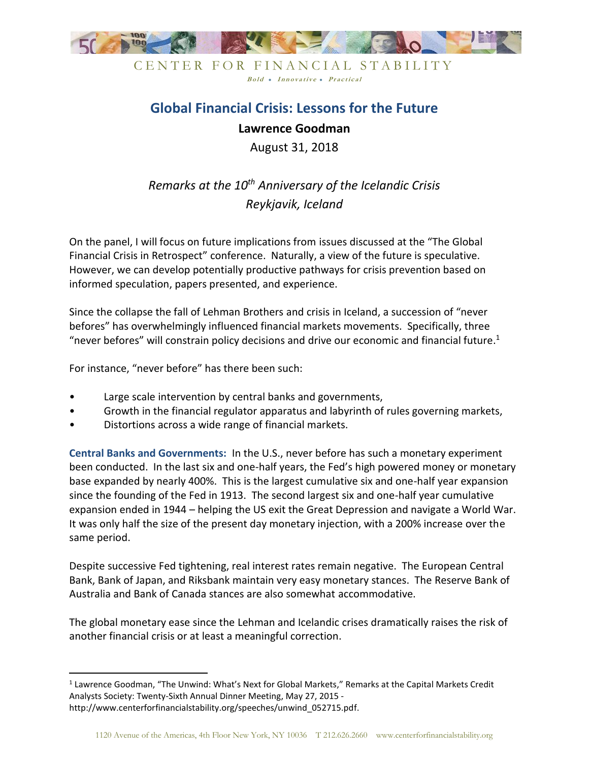CENTER FOR FINANCIAL STABILITY

*Bold • Innovative • Practical*

# Global Financial Crisis: Lessons for the Future

**Lawrence Goodman**

August 31, 2018

*Remarks at the 10th Anniversary of the Icelandic Crisis*
*Reykjavik, Iceland*

On the panel, I will focus on future implications from issues discussed at the "The Global Financial Crisis in Retrospect" conference. Naturally, a view of the future is speculative. However, we can develop potentially productive pathways for crisis prevention based on informed speculation, papers presented, and experience.

Since the collapse the fall of Lehman Brothers and crisis in Iceland, a succession of "never befores" has overwhelmingly influenced financial markets movements. Specifically, three "never befores" will constrain policy decisions and drive our economic and financial future.[1]

For instance, "never before" has there been such:

- Large scale intervention by central banks and governments,
- Growth in the financial regulator apparatus and labyrinth of rules governing markets,
- Distortions across a wide range of financial markets.

**Central Banks and Governments:** In the U.S., never before has such a monetary experiment been conducted. In the last six and one-half years, the Fed's high powered money or monetary base expanded by nearly 400%. This is the largest cumulative six and one-half year expansion since the founding of the Fed in 1913. The second largest six and one-half year cumulative expansion ended in 1944 – helping the US exit the Great Depression and navigate a World War. It was only half the size of the present day monetary injection, with a 200% increase over the same period.

Despite successive Fed tightening, real interest rates remain negative. The European Central Bank, Bank of Japan, and Riksbank maintain very easy monetary stances. The Reserve Bank of Australia and Bank of Canada stances are also somewhat accommodative.

The global monetary ease since the Lehman and Icelandic crises dramatically raises the risk of another financial crisis or at least a meaningful correction.

[1] Lawrence Goodman, "The Unwind: What's Next for Global Markets," Remarks at the Capital Markets Credit Analysts Society: Twenty-Sixth Annual Dinner Meeting, May 27, 2015 - http://www.centerforfinancialstability.org/speeches/unwind_052715.pdf.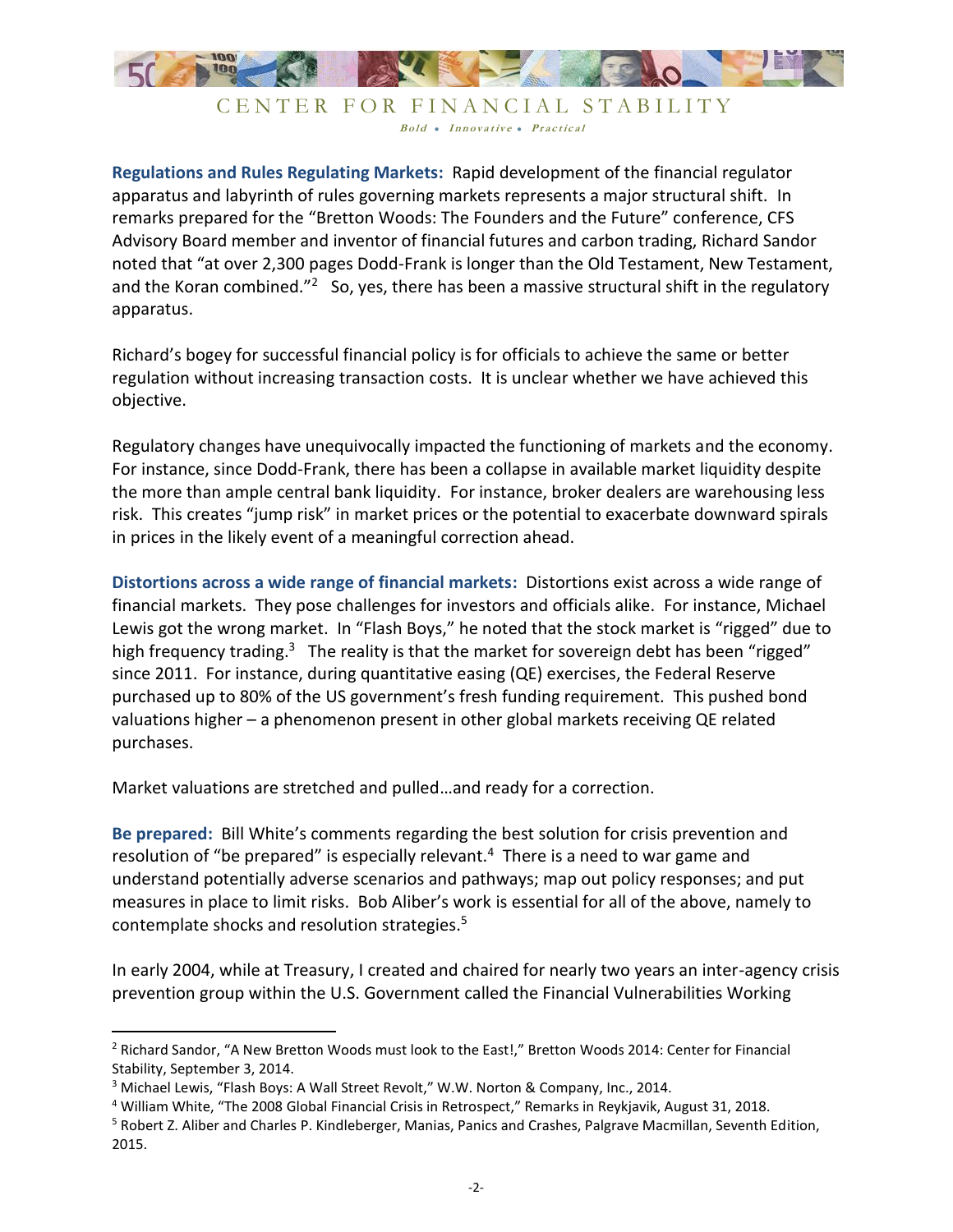**Regulations and Rules Regulating Markets:** Rapid development of the financial regulator apparatus and labyrinth of rules governing markets represents a major structural shift. In remarks prepared for the "Bretton Woods: The Founders and the Future" conference, CFS Advisory Board member and inventor of financial futures and carbon trading, Richard Sandor noted that "at over 2,300 pages Dodd-Frank is longer than the Old Testament, New Testament, and the Koran combined."[2] So, yes, there has been a massive structural shift in the regulatory apparatus.

Richard's bogey for successful financial policy is for officials to achieve the same or better regulation without increasing transaction costs. It is unclear whether we have achieved this objective.

Regulatory changes have unequivocally impacted the functioning of markets and the economy. For instance, since Dodd-Frank, there has been a collapse in available market liquidity despite the more than ample central bank liquidity. For instance, broker dealers are warehousing less risk. This creates "jump risk" in market prices or the potential to exacerbate downward spirals in prices in the likely event of a meaningful correction ahead.

**Distortions across a wide range of financial markets:** Distortions exist across a wide range of financial markets. They pose challenges for investors and officials alike. For instance, Michael Lewis got the wrong market. In "Flash Boys," he noted that the stock market is "rigged" due to high frequency trading.[3] The reality is that the market for sovereign debt has been "rigged" since 2011. For instance, during quantitative easing (QE) exercises, the Federal Reserve purchased up to 80% of the US government's fresh funding requirement. This pushed bond valuations higher – a phenomenon present in other global markets receiving QE related purchases.

Market valuations are stretched and pulled…and ready for a correction.

**Be prepared:** Bill White's comments regarding the best solution for crisis prevention and resolution of "be prepared" is especially relevant.[4] There is a need to war game and understand potentially adverse scenarios and pathways; map out policy responses; and put measures in place to limit risks. Bob Aliber's work is essential for all of the above, namely to contemplate shocks and resolution strategies.[5]

In early 2004, while at Treasury, I created and chaired for nearly two years an inter-agency crisis prevention group within the U.S. Government called the Financial Vulnerabilities Working

---

[2] Richard Sandor, "A New Bretton Woods must look to the East!," Bretton Woods 2014: Center for Financial Stability, September 3, 2014.

[3] Michael Lewis, "Flash Boys: A Wall Street Revolt," W.W. Norton & Company, Inc., 2014.

[4] William White, "The 2008 Global Financial Crisis in Retrospect," Remarks in Reykjavik, August 31, 2018.

[5] Robert Z. Aliber and Charles P. Kindleberger, Manias, Panics and Crashes, Palgrave Macmillan, Seventh Edition, 2015.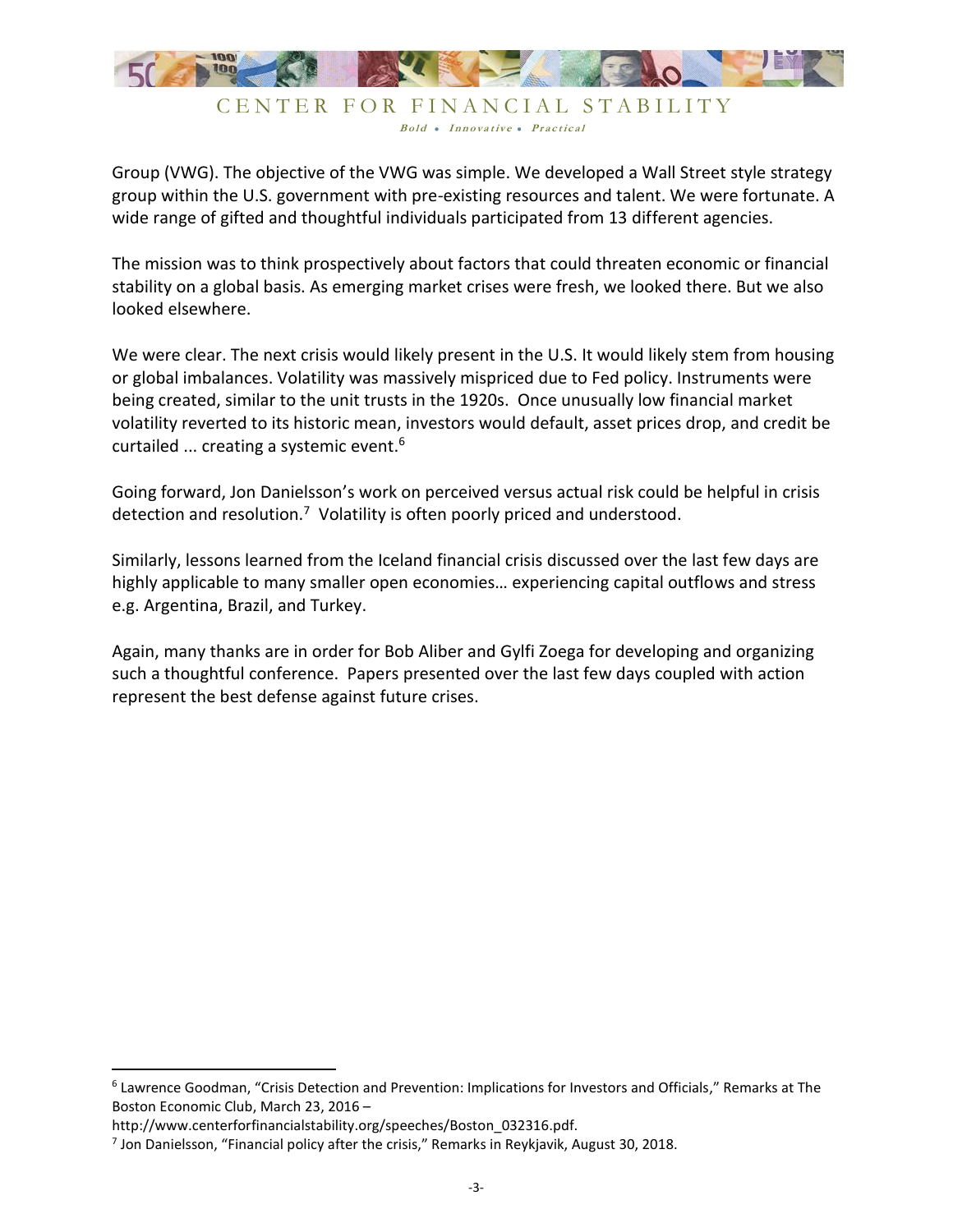Group (VWG). The objective of the VWG was simple. We developed a Wall Street style strategy group within the U.S. government with pre-existing resources and talent. We were fortunate. A wide range of gifted and thoughtful individuals participated from 13 different agencies.

The mission was to think prospectively about factors that could threaten economic or financial stability on a global basis. As emerging market crises were fresh, we looked there. But we also looked elsewhere.

We were clear. The next crisis would likely present in the U.S. It would likely stem from housing or global imbalances. Volatility was massively mispriced due to Fed policy. Instruments were being created, similar to the unit trusts in the 1920s. Once unusually low financial market volatility reverted to its historic mean, investors would default, asset prices drop, and credit be curtailed ... creating a systemic event.[6]

Going forward, Jon Danielsson's work on perceived versus actual risk could be helpful in crisis detection and resolution.[7] Volatility is often poorly priced and understood.

Similarly, lessons learned from the Iceland financial crisis discussed over the last few days are highly applicable to many smaller open economies… experiencing capital outflows and stress e.g. Argentina, Brazil, and Turkey.

Again, many thanks are in order for Bob Aliber and Gylfi Zoega for developing and organizing such a thoughtful conference. Papers presented over the last few days coupled with action represent the best defense against future crises.

---

[6] Lawrence Goodman, "Crisis Detection and Prevention: Implications for Investors and Officials," Remarks at The Boston Economic Club, March 23, 2016 – http://www.centerforfinancialstability.org/speeches/Boston_032316.pdf.

[7] Jon Danielsson, "Financial policy after the crisis," Remarks in Reykjavik, August 30, 2018.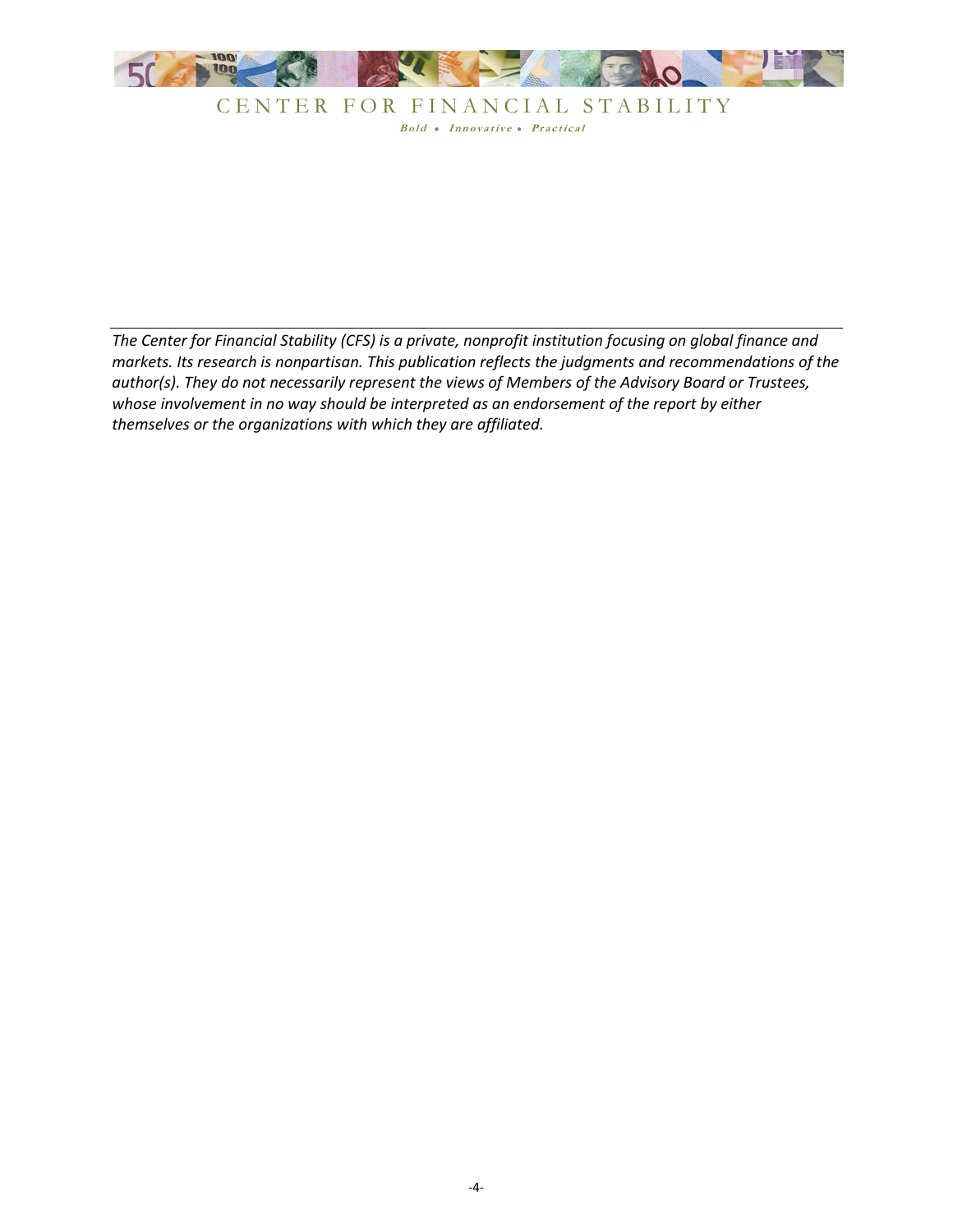CENTER FOR FINANCIAL STABILITY

**Bold • Innovative • Practical**

---

*The Center for Financial Stability (CFS) is a private, nonprofit institution focusing on global finance and markets. Its research is nonpartisan. This publication reflects the judgments and recommendations of the author(s). They do not necessarily represent the views of Members of the Advisory Board or Trustees, whose involvement in no way should be interpreted as an endorsement of the report by either themselves or the organizations with which they are affiliated.*